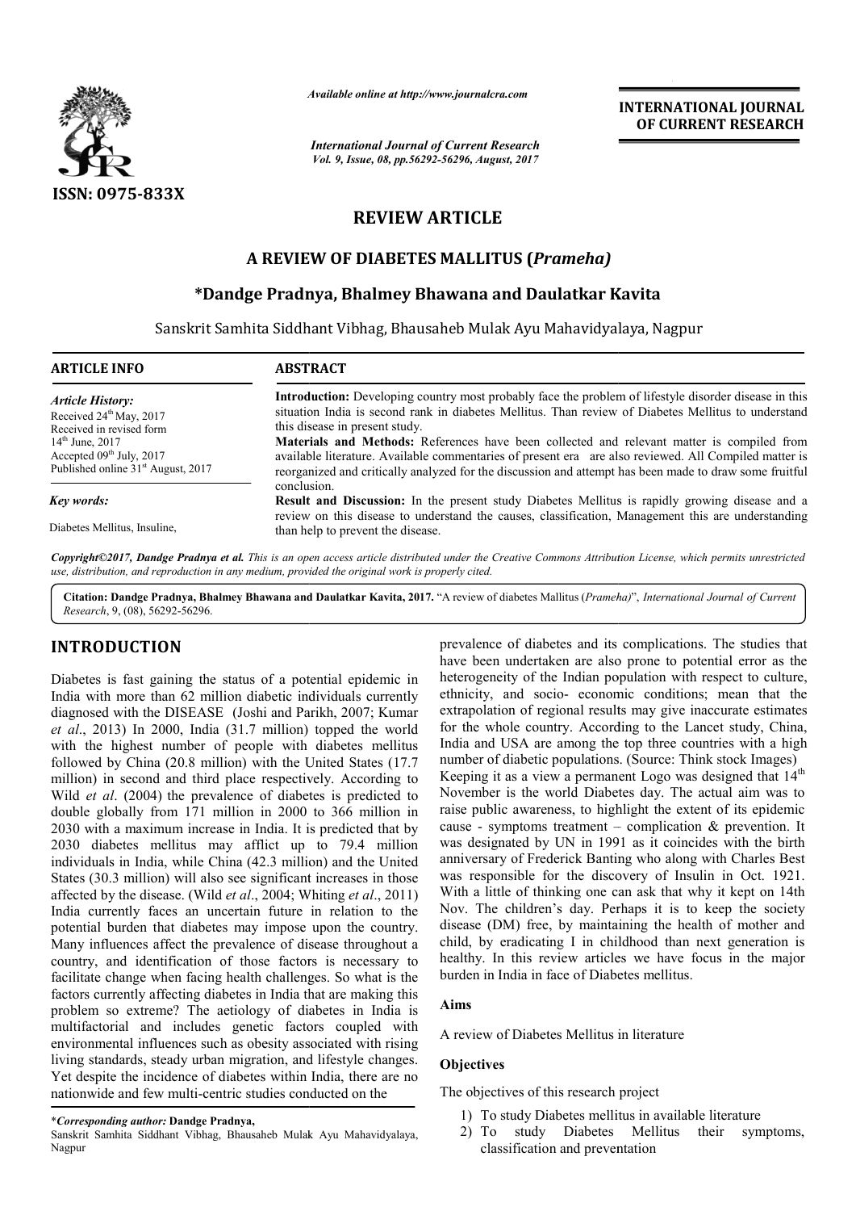*Available online at http://www.journalcra.com*

*International Journal of Current Research*
*Vol. 9, Issue, 08, pp.56292-56296, August, 2017*

**INTERNATIONAL JOURNAL OF CURRENT RESEARCH**

ISSN: 0975-833X

# REVIEW ARTICLE

## A REVIEW OF DIABETES MALLITUS (*Prameha*)

### *Dandge Pradnya, Bhalmey Bhawana and Daulatkar Kavita

Sanskrit Samhita Siddhant Vibhag, Bhausaheb Mulak Ayu Mahavidyalaya, Nagpur

**ARTICLE INFO**

*Article History:*
Received 24[th] May, 2017
Received in revised form
14[th] June, 2017
Accepted 09[th] July, 2017
Published online 31[st] August, 2017

*Key words:*
Diabetes Mellitus, Insuline,

**ABSTRACT**

**Introduction:** Developing country most probably face the problem of lifestyle disorder disease in this situation India is second rank in diabetes Mellitus. Than review of Diabetes Mellitus to understand this disease in present study.

**Materials and Methods:** References have been collected and relevant matter is compiled from available literature. Available commentaries of present era are also reviewed. All Compiled matter is reorganized and critically analyzed for the discussion and attempt has been made to draw some fruitful conclusion.

**Result and Discussion:** In the present study Diabetes Mellitus is rapidly growing disease and a review on this disease to understand the causes, classification, Management this are understanding than help to prevent the disease.

*Copyright©2017, Dandge Pradnya et al. This is an open access article distributed under the Creative Commons Attribution License, which permits unrestricted use, distribution, and reproduction in any medium, provided the original work is properly cited.*

**Citation: Dandge Pradnya, Bhalmey Bhawana and Daulatkar Kavita, 2017.** "A review of diabetes Mallitus (*Prameha*)", *International Journal of Current Research*, 9, (08), 56292-56296.

## INTRODUCTION

Diabetes is fast gaining the status of a potential epidemic in India with more than 62 million diabetic individuals currently diagnosed with the DISEASE (Joshi and Parikh, 2007; Kumar *et al*., 2013) In 2000, India (31.7 million) topped the world with the highest number of people with diabetes mellitus followed by China (20.8 million) with the United States (17.7 million) in second and third place respectively. According to Wild *et al*. (2004) the prevalence of diabetes is predicted to double globally from 171 million in 2000 to 366 million in 2030 with a maximum increase in India. It is predicted that by 2030 diabetes mellitus may afflict up to 79.4 million individuals in India, while China (42.3 million) and the United States (30.3 million) will also see significant increases in those affected by the disease. (Wild *et al*., 2004; Whiting *et al*., 2011) India currently faces an uncertain future in relation to the potential burden that diabetes may impose upon the country. Many influences affect the prevalence of disease throughout a country, and identification of those factors is necessary to facilitate change when facing health challenges. So what is the factors currently affecting diabetes in India that are making this problem so extreme? The aetiology of diabetes in India is multifactorial and includes genetic factors coupled with environmental influences such as obesity associated with rising living standards, steady urban migration, and lifestyle changes. Yet despite the incidence of diabetes within India, there are no nationwide and few multi-centric studies conducted on the prevalence of diabetes and its complications. The studies that have been undertaken are also prone to potential error as the heterogeneity of the Indian population with respect to culture, ethnicity, and socio- economic conditions; mean that the extrapolation of regional results may give inaccurate estimates for the whole country. According to the Lancet study, China, India and USA are among the top three countries with a high number of diabetic populations. (Source: Think stock Images)

Keeping it as a view a permanent Logo was designed that 14[th] November is the world Diabetes day. The actual aim was to raise public awareness, to highlight the extent of its epidemic cause - symptoms treatment – complication & prevention. It was designated by UN in 1991 as it coincides with the birth anniversary of Frederick Banting who along with Charles Best was responsible for the discovery of Insulin in Oct. 1921. With a little of thinking one can ask that why it kept on 14th Nov. The children's day. Perhaps it is to keep the society disease (DM) free, by maintaining the health of mother and child, by eradicating I in childhood than next generation is healthy. In this review articles we have focus in the major burden in India in face of Diabetes mellitus.

### Aims

A review of Diabetes Mellitus in literature

### Objectives

The objectives of this research project

1) To study Diabetes mellitus in available literature
2) To study Diabetes Mellitus their symptoms, classification and preventation

---

*Corresponding author: **Dandge Pradnya,**
Sanskrit Samhita Siddhant Vibhag, Bhausaheb Mulak Ayu Mahavidyalaya, Nagpur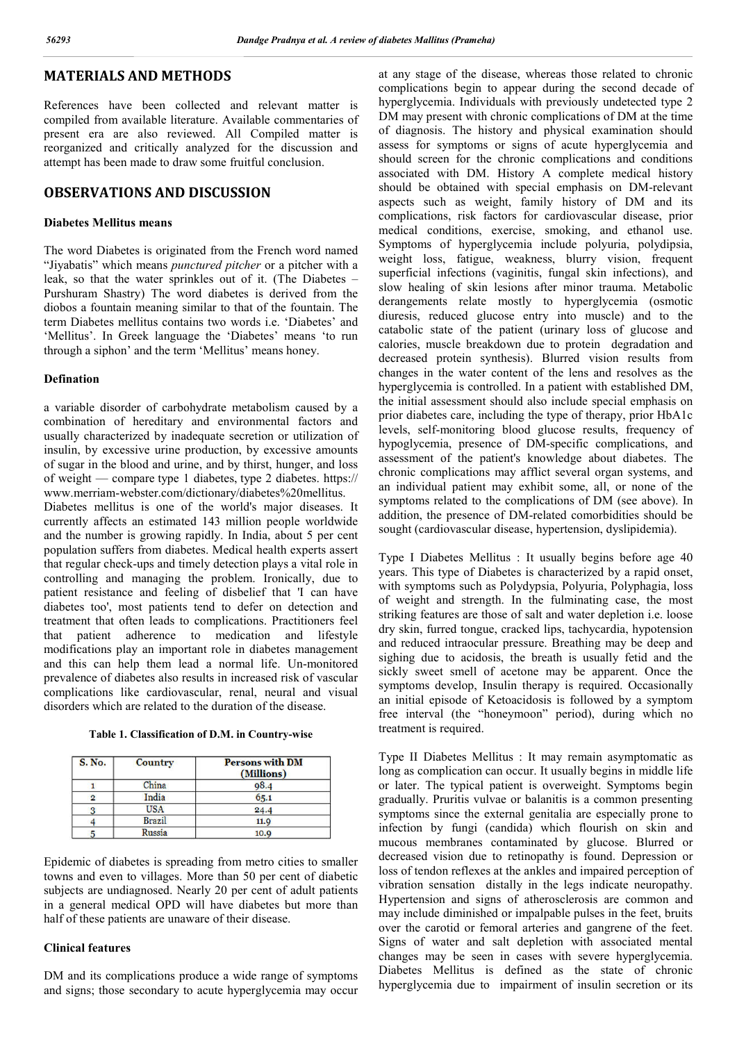## MATERIALS AND METHODS

References have been collected and relevant matter is compiled from available literature. Available commentaries of present era are also reviewed. All Compiled matter is reorganized and critically analyzed for the discussion and attempt has been made to draw some fruitful conclusion.

## OBSERVATIONS AND DISCUSSION

### Diabetes Mellitus means

The word Diabetes is originated from the French word named "Jiyabatis" which means *punctured pitcher* or a pitcher with a leak, so that the water sprinkles out of it. (The Diabetes – Purshuram Shastry) The word diabetes is derived from the diobos a fountain meaning similar to that of the fountain. The term Diabetes mellitus contains two words i.e. 'Diabetes' and 'Mellitus'. In Greek language the 'Diabetes' means 'to run through a siphon' and the term 'Mellitus' means honey.

### Defination

a variable disorder of carbohydrate metabolism caused by a combination of hereditary and environmental factors and usually characterized by inadequate secretion or utilization of insulin, by excessive urine production, by excessive amounts of sugar in the blood and urine, and by thirst, hunger, and loss of weight — compare type 1 diabetes, type 2 diabetes. https://www.merriam-webster.com/dictionary/diabetes%20mellitus.

Diabetes mellitus is one of the world's major diseases. It currently affects an estimated 143 million people worldwide and the number is growing rapidly. In India, about 5 per cent population suffers from diabetes. Medical health experts assert that regular check-ups and timely detection plays a vital role in controlling and managing the problem. Ironically, due to patient resistance and feeling of disbelief that 'I can have diabetes too', most patients tend to defer on detection and treatment that often leads to complications. Practitioners feel that patient adherence to medication and lifestyle modifications play an important role in diabetes management and this can help them lead a normal life. Un-monitored prevalence of diabetes also results in increased risk of vascular complications like cardiovascular, renal, neural and visual disorders which are related to the duration of the disease.

**Table 1. Classification of D.M. in Country-wise**

| S. No. | Country | Persons with DM (Millions) |
|---|---|---|
| 1 | China | 98.4 |
| 2 | India | 65.1 |
| 3 | USA | 24.4 |
| 4 | Brazil | 11.9 |
| 5 | Russia | 10.9 |

Epidemic of diabetes is spreading from metro cities to smaller towns and even to villages. More than 50 per cent of diabetic subjects are undiagnosed. Nearly 20 per cent of adult patients in a general medical OPD will have diabetes but more than half of these patients are unaware of their disease.

### Clinical features

DM and its complications produce a wide range of symptoms and signs; those secondary to acute hyperglycemia may occur at any stage of the disease, whereas those related to chronic complications begin to appear during the second decade of hyperglycemia. Individuals with previously undetected type 2 DM may present with chronic complications of DM at the time of diagnosis. The history and physical examination should assess for symptoms or signs of acute hyperglycemia and should screen for the chronic complications and conditions associated with DM. History A complete medical history should be obtained with special emphasis on DM-relevant aspects such as weight, family history of DM and its complications, risk factors for cardiovascular disease, prior medical conditions, exercise, smoking, and ethanol use. Symptoms of hyperglycemia include polyuria, polydipsia, weight loss, fatigue, weakness, blurry vision, frequent superficial infections (vaginitis, fungal skin infections), and slow healing of skin lesions after minor trauma. Metabolic derangements relate mostly to hyperglycemia (osmotic diuresis, reduced glucose entry into muscle) and to the catabolic state of the patient (urinary loss of glucose and calories, muscle breakdown due to protein degradation and decreased protein synthesis). Blurred vision results from changes in the water content of the lens and resolves as the hyperglycemia is controlled. In a patient with established DM, the initial assessment should also include special emphasis on prior diabetes care, including the type of therapy, prior HbA1c levels, self-monitoring blood glucose results, frequency of hypoglycemia, presence of DM-specific complications, and assessment of the patient's knowledge about diabetes. The chronic complications may afflict several organ systems, and an individual patient may exhibit some, all, or none of the symptoms related to the complications of DM (see above). In addition, the presence of DM-related comorbidities should be sought (cardiovascular disease, hypertension, dyslipidemia).

Type I Diabetes Mellitus : It usually begins before age 40 years. This type of Diabetes is characterized by a rapid onset, with symptoms such as Polydypsia, Polyuria, Polyphagia, loss of weight and strength. In the fulminating case, the most striking features are those of salt and water depletion i.e. loose dry skin, furred tongue, cracked lips, tachycardia, hypotension and reduced intraocular pressure. Breathing may be deep and sighing due to acidosis, the breath is usually fetid and the sickly sweet smell of acetone may be apparent. Once the symptoms develop, Insulin therapy is required. Occasionally an initial episode of Ketoacidosis is followed by a symptom free interval (the "honeymoon" period), during which no treatment is required.

Type II Diabetes Mellitus : It may remain asymptomatic as long as complication can occur. It usually begins in middle life or later. The typical patient is overweight. Symptoms begin gradually. Pruritis vulvae or balanitis is a common presenting symptoms since the external genitalia are especially prone to infection by fungi (candida) which flourish on skin and mucous membranes contaminated by glucose. Blurred or decreased vision due to retinopathy is found. Depression or loss of tendon reflexes at the ankles and impaired perception of vibration sensation distally in the legs indicate neuropathy. Hypertension and signs of atherosclerosis are common and may include diminished or impalpable pulses in the feet, bruits over the carotid or femoral arteries and gangrene of the feet. Signs of water and salt depletion with associated mental changes may be seen in cases with severe hyperglycemia. Diabetes Mellitus is defined as the state of chronic hyperglycemia due to impairment of insulin secretion or its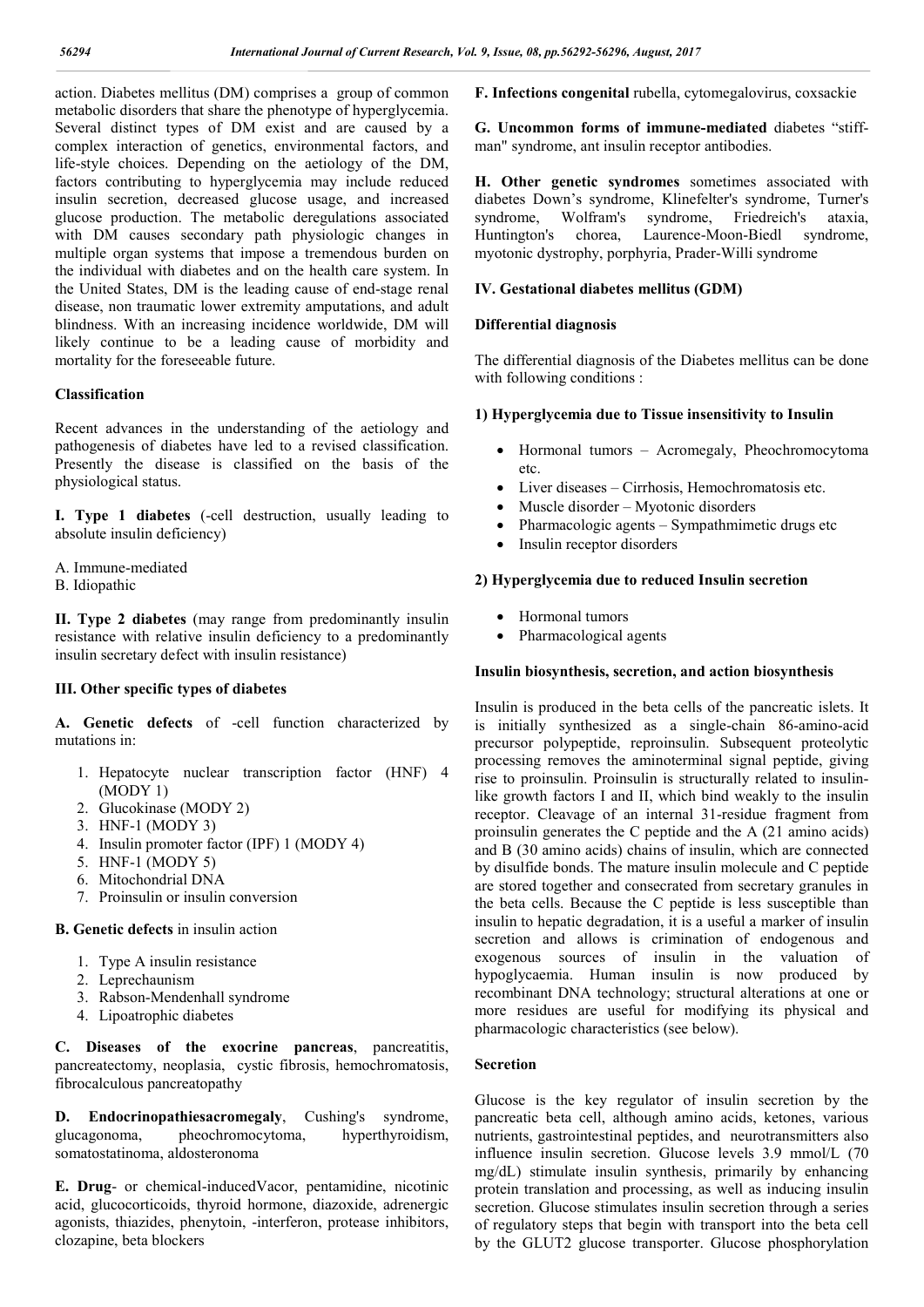action. Diabetes mellitus (DM) comprises a group of common metabolic disorders that share the phenotype of hyperglycemia. Several distinct types of DM exist and are caused by a complex interaction of genetics, environmental factors, and life-style choices. Depending on the aetiology of the DM, factors contributing to hyperglycemia may include reduced insulin secretion, decreased glucose usage, and increased glucose production. The metabolic deregulations associated with DM causes secondary path physiologic changes in multiple organ systems that impose a tremendous burden on the individual with diabetes and on the health care system. In the United States, DM is the leading cause of end-stage renal disease, non traumatic lower extremity amputations, and adult blindness. With an increasing incidence worldwide, DM will likely continue to be a leading cause of morbidity and mortality for the foreseeable future.

## Classification

Recent advances in the understanding of the aetiology and pathogenesis of diabetes have led to a revised classification. Presently the disease is classified on the basis of the physiological status.

**I. Type 1 diabetes** (-cell destruction, usually leading to absolute insulin deficiency)

A. Immune-mediated
B. Idiopathic

**II. Type 2 diabetes** (may range from predominantly insulin resistance with relative insulin deficiency to a predominantly insulin secretary defect with insulin resistance)

**III. Other specific types of diabetes**

**A. Genetic defects** of -cell function characterized by mutations in:

1. Hepatocyte nuclear transcription factor (HNF) 4 (MODY 1)
2. Glucokinase (MODY 2)
3. HNF-1 (MODY 3)
4. Insulin promoter factor (IPF) 1 (MODY 4)
5. HNF-1 (MODY 5)
6. Mitochondrial DNA
7. Proinsulin or insulin conversion

**B. Genetic defects** in insulin action

1. Type A insulin resistance
2. Leprechaunism
3. Rabson-Mendenhall syndrome
4. Lipoatrophic diabetes

**C. Diseases of the exocrine pancreas**, pancreatitis, pancreatectomy, neoplasia, cystic fibrosis, hemochromatosis, fibrocalculous pancreatopathy

**D. Endocrinopathiesacromegaly**, Cushing's syndrome, glucagonoma, pheochromocytoma, hyperthyroidism, somatostatinoma, aldosteronoma

**E. Drug**- or chemical-inducedVacor, pentamidine, nicotinic acid, glucocorticoids, thyroid hormone, diazoxide, adrenergic agonists, thiazides, phenytoin, -interferon, protease inhibitors, clozapine, beta blockers

**F. Infections congenital** rubella, cytomegalovirus, coxsackie

**G. Uncommon forms of immune-mediated** diabetes "stiff-man" syndrome, ant insulin receptor antibodies.

**H. Other genetic syndromes** sometimes associated with diabetes Down's syndrome, Klinefelter's syndrome, Turner's syndrome, Wolfram's syndrome, Friedreich's ataxia, Huntington's chorea, Laurence-Moon-Biedl syndrome, myotonic dystrophy, porphyria, Prader-Willi syndrome

**IV. Gestational diabetes mellitus (GDM)**

## Differential diagnosis

The differential diagnosis of the Diabetes mellitus can be done with following conditions :

### 1) Hyperglycemia due to Tissue insensitivity to Insulin

- Hormonal tumors – Acromegaly, Pheochromocytoma etc.
- Liver diseases – Cirrhosis, Hemochromatosis etc.
- Muscle disorder – Myotonic disorders
- Pharmacologic agents – Sympathmimetic drugs etc
- Insulin receptor disorders

### 2) Hyperglycemia due to reduced Insulin secretion

- Hormonal tumors
- Pharmacological agents

## Insulin biosynthesis, secretion, and action biosynthesis

Insulin is produced in the beta cells of the pancreatic islets. It is initially synthesized as a single-chain 86-amino-acid precursor polypeptide, reproinsulin. Subsequent proteolytic processing removes the aminoterminal signal peptide, giving rise to proinsulin. Proinsulin is structurally related to insulin-like growth factors I and II, which bind weakly to the insulin receptor. Cleavage of an internal 31-residue fragment from proinsulin generates the C peptide and the A (21 amino acids) and B (30 amino acids) chains of insulin, which are connected by disulfide bonds. The mature insulin molecule and C peptide are stored together and consecrated from secretary granules in the beta cells. Because the C peptide is less susceptible than insulin to hepatic degradation, it is a useful a marker of insulin secretion and allows is crimination of endogenous and exogenous sources of insulin in the valuation of hypoglycaemia. Human insulin is now produced by recombinant DNA technology; structural alterations at one or more residues are useful for modifying its physical and pharmacologic characteristics (see below).

## Secretion

Glucose is the key regulator of insulin secretion by the pancreatic beta cell, although amino acids, ketones, various nutrients, gastrointestinal peptides, and neurotransmitters also influence insulin secretion. Glucose levels 3.9 mmol/L (70 mg/dL) stimulate insulin synthesis, primarily by enhancing protein translation and processing, as well as inducing insulin secretion. Glucose stimulates insulin secretion through a series of regulatory steps that begin with transport into the beta cell by the GLUT2 glucose transporter. Glucose phosphorylation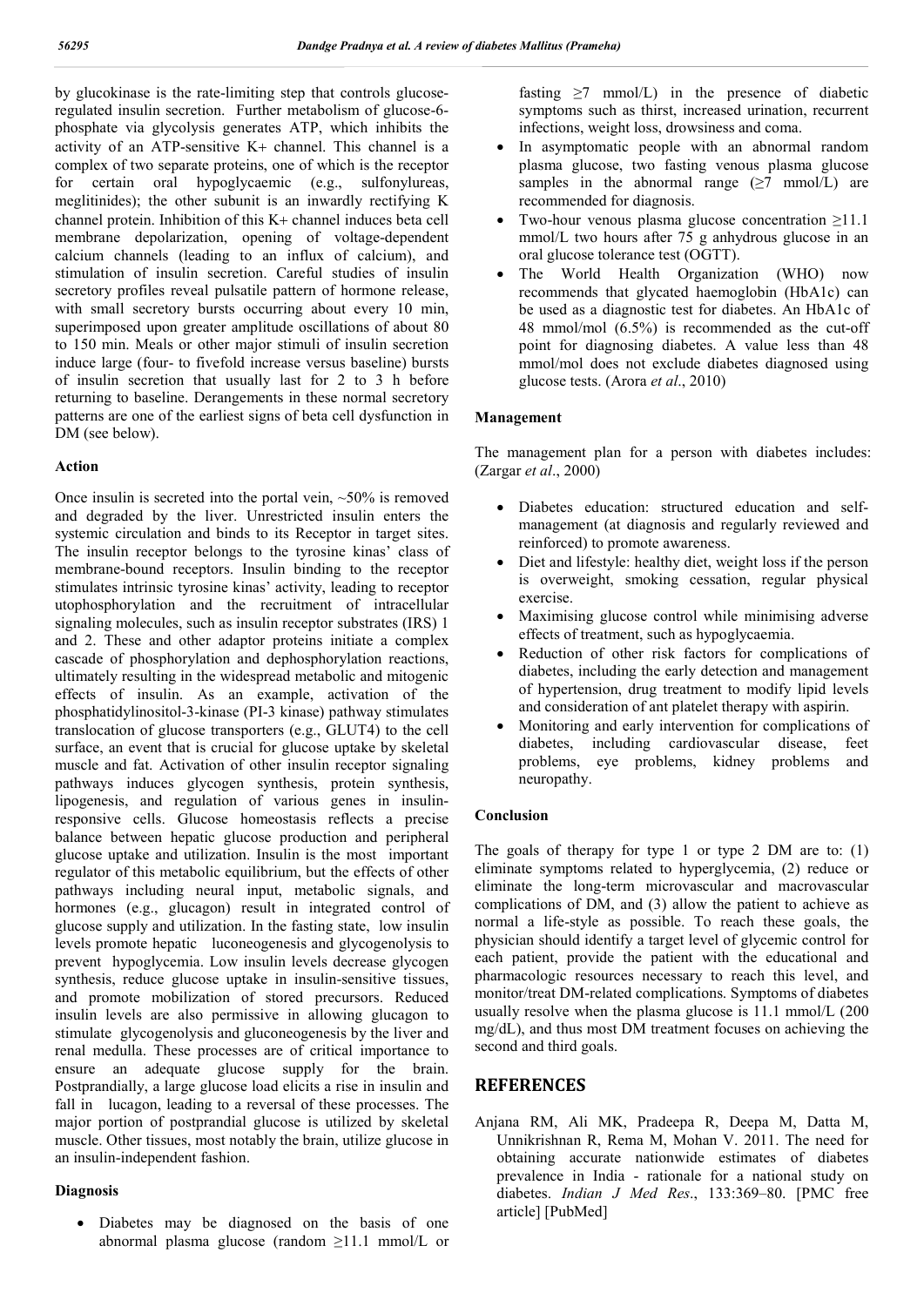by glucokinase is the rate-limiting step that controls glucose-regulated insulin secretion. Further metabolism of glucose-6-phosphate via glycolysis generates ATP, which inhibits the activity of an ATP-sensitive K+ channel. This channel is a complex of two separate proteins, one of which is the receptor for certain oral hypoglycaemic (e.g., sulfonylureas, meglitinides); the other subunit is an inwardly rectifying K channel protein. Inhibition of this K+ channel induces beta cell membrane depolarization, opening of voltage-dependent calcium channels (leading to an influx of calcium), and stimulation of insulin secretion. Careful studies of insulin secretory profiles reveal pulsatile pattern of hormone release, with small secretory bursts occurring about every 10 min, superimposed upon greater amplitude oscillations of about 80 to 150 min. Meals or other major stimuli of insulin secretion induce large (four- to fivefold increase versus baseline) bursts of insulin secretion that usually last for 2 to 3 h before returning to baseline. Derangements in these normal secretory patterns are one of the earliest signs of beta cell dysfunction in DM (see below).

### Action

Once insulin is secreted into the portal vein, ~50% is removed and degraded by the liver. Unrestricted insulin enters the systemic circulation and binds to its Receptor in target sites. The insulin receptor belongs to the tyrosine kinas' class of membrane-bound receptors. Insulin binding to the receptor stimulates intrinsic tyrosine kinas' activity, leading to receptor utophosphorylation and the recruitment of intracellular signaling molecules, such as insulin receptor substrates (IRS) 1 and 2. These and other adaptor proteins initiate a complex cascade of phosphorylation and dephosphorylation reactions, ultimately resulting in the widespread metabolic and mitogenic effects of insulin. As an example, activation of the phosphatidylinositol-3-kinase (PI-3 kinase) pathway stimulates translocation of glucose transporters (e.g., GLUT4) to the cell surface, an event that is crucial for glucose uptake by skeletal muscle and fat. Activation of other insulin receptor signaling pathways induces glycogen synthesis, protein synthesis, lipogenesis, and regulation of various genes in insulin-responsive cells. Glucose homeostasis reflects a precise balance between hepatic glucose production and peripheral glucose uptake and utilization. Insulin is the most important regulator of this metabolic equilibrium, but the effects of other pathways including neural input, metabolic signals, and hormones (e.g., glucagon) result in integrated control of glucose supply and utilization. In the fasting state, low insulin levels promote hepatic luconeogenesis and glycogenolysis to prevent hypoglycemia. Low insulin levels decrease glycogen synthesis, reduce glucose uptake in insulin-sensitive tissues, and promote mobilization of stored precursors. Reduced insulin levels are also permissive in allowing glucagon to stimulate glycogenolysis and gluconeogenesis by the liver and renal medulla. These processes are of critical importance to ensure an adequate glucose supply for the brain. Postprandially, a large glucose load elicits a rise in insulin and fall in lucagon, leading to a reversal of these processes. The major portion of postprandial glucose is utilized by skeletal muscle. Other tissues, most notably the brain, utilize glucose in an insulin-independent fashion.

### Diagnosis

- Diabetes may be diagnosed on the basis of one abnormal plasma glucose (random ≥11.1 mmol/L or fasting ≥7 mmol/L) in the presence of diabetic symptoms such as thirst, increased urination, recurrent infections, weight loss, drowsiness and coma.
- In asymptomatic people with an abnormal random plasma glucose, two fasting venous plasma glucose samples in the abnormal range (≥7 mmol/L) are recommended for diagnosis.
- Two-hour venous plasma glucose concentration ≥11.1 mmol/L two hours after 75 g anhydrous glucose in an oral glucose tolerance test (OGTT).
- The World Health Organization (WHO) now recommends that glycated haemoglobin (HbA1c) can be used as a diagnostic test for diabetes. An HbA1c of 48 mmol/mol (6.5%) is recommended as the cut-off point for diagnosing diabetes. A value less than 48 mmol/mol does not exclude diabetes diagnosed using glucose tests. (Arora *et al*., 2010)

### Management

The management plan for a person with diabetes includes: (Zargar *et al*., 2000)

- Diabetes education: structured education and self-management (at diagnosis and regularly reviewed and reinforced) to promote awareness.
- Diet and lifestyle: healthy diet, weight loss if the person is overweight, smoking cessation, regular physical exercise.
- Maximising glucose control while minimising adverse effects of treatment, such as hypoglycaemia.
- Reduction of other risk factors for complications of diabetes, including the early detection and management of hypertension, drug treatment to modify lipid levels and consideration of ant platelet therapy with aspirin.
- Monitoring and early intervention for complications of diabetes, including cardiovascular disease, feet problems, eye problems, kidney problems and neuropathy.

### Conclusion

The goals of therapy for type 1 or type 2 DM are to: (1) eliminate symptoms related to hyperglycemia, (2) reduce or eliminate the long-term microvascular and macrovascular complications of DM, and (3) allow the patient to achieve as normal a life-style as possible. To reach these goals, the physician should identify a target level of glycemic control for each patient, provide the patient with the educational and pharmacologic resources necessary to reach this level, and monitor/treat DM-related complications. Symptoms of diabetes usually resolve when the plasma glucose is 11.1 mmol/L (200 mg/dL), and thus most DM treatment focuses on achieving the second and third goals.

## REFERENCES

Anjana RM, Ali MK, Pradeepa R, Deepa M, Datta M, Unnikrishnan R, Rema M, Mohan V. 2011. The need for obtaining accurate nationwide estimates of diabetes prevalence in India - rationale for a national study on diabetes. *Indian J Med Res*., 133:369–80. [PMC free article] [PubMed]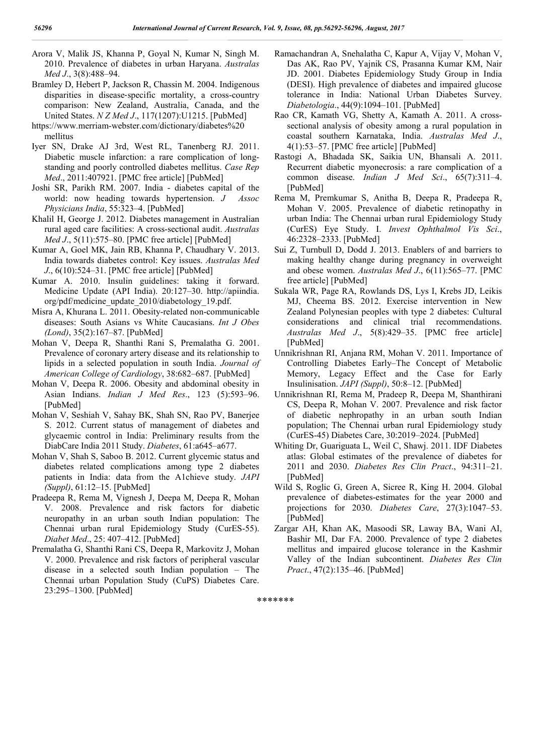Arora V, Malik JS, Khanna P, Goyal N, Kumar N, Singh M. 2010. Prevalence of diabetes in urban Haryana. *Australas Med J*., 3(8):488–94.

Bramley D, Hebert P, Jackson R, Chassin M. 2004. Indigenous disparities in disease-specific mortality, a cross-country comparison: New Zealand, Australia, Canada, and the United States. *N Z Med J*., 117(1207):U1215. [PubMed]

https://www.merriam-webster.com/dictionary/diabetes%20 mellitus

Iyer SN, Drake AJ 3rd, West RL, Tanenberg RJ. 2011. Diabetic muscle infarction: a rare complication of long-standing and poorly controlled diabetes mellitus. *Case Rep Med*., 2011:407921. [PMC free article] [PubMed]

Joshi SR, Parikh RM. 2007. India - diabetes capital of the world: now heading towards hypertension. *J Assoc Physicians India*, 55:323–4. [PubMed]

Khalil H, George J. 2012. Diabetes management in Australian rural aged care facilities: A cross-sectional audit. *Australas Med J*., 5(11):575–80. [PMC free article] [PubMed]

Kumar A, Goel MK, Jain RB, Khanna P, Chaudhary V. 2013. India towards diabetes control: Key issues. *Australas Med J*., 6(10):524–31. [PMC free article] [PubMed]

Kumar A. 2010. Insulin guidelines: taking it forward. Medicine Update (API India). 20:127–30. http://apiindia.org/pdf/medicine_update_2010/diabetology_19.pdf.

Misra A, Khurana L. 2011. Obesity-related non-communicable diseases: South Asians vs White Caucasians. *Int J Obes (Lond)*, 35(2):167–87. [PubMed]

Mohan V, Deepa R, Shanthi Rani S, Premalatha G. 2001. Prevalence of coronary artery disease and its relationship to lipids in a selected population in south India. *Journal of American College of Cardiology*, 38:682–687. [PubMed]

Mohan V, Deepa R. 2006. Obesity and abdominal obesity in Asian Indians. *Indian J Med Res*., 123 (5):593–96. [PubMed]

Mohan V, Seshiah V, Sahay BK, Shah SN, Rao PV, Banerjee S. 2012. Current status of management of diabetes and glycaemic control in India: Preliminary results from the DiabCare India 2011 Study. *Diabetes*, 61:a645–a677.

Mohan V, Shah S, Saboo B. 2012. Current glycemic status and diabetes related complications among type 2 diabetes patients in India: data from the A1chieve study. *JAPI (Suppl)*, 61:12–15. [PubMed]

Pradeepa R, Rema M, Vignesh J, Deepa M, Deepa R, Mohan V. 2008. Prevalence and risk factors for diabetic neuropathy in an urban south Indian population: The Chennai urban rural Epidemiology Study (CurES-55). *Diabet Med*., 25: 407–412. [PubMed]

Premalatha G, Shanthi Rani CS, Deepa R, Markovitz J, Mohan V. 2000. Prevalence and risk factors of peripheral vascular disease in a selected south Indian population – The Chennai urban Population Study (CuPS) Diabetes Care. 23:295–1300. [PubMed]

Ramachandran A, Snehalatha C, Kapur A, Vijay V, Mohan V, Das AK, Rao PV, Yajnik CS, Prasanna Kumar KM, Nair JD. 2001. Diabetes Epidemiology Study Group in India (DESI). High prevalence of diabetes and impaired glucose tolerance in India: National Urban Diabetes Survey. *Diabetologia*., 44(9):1094–101. [PubMed]

Rao CR, Kamath VG, Shetty A, Kamath A. 2011. A cross-sectional analysis of obesity among a rural population in coastal southern Karnataka, India. *Australas Med J*., 4(1):53–57. [PMC free article] [PubMed]

Rastogi A, Bhadada SK, Saikia UN, Bhansali A. 2011. Recurrent diabetic myonecrosis: a rare complication of a common disease. *Indian J Med Sci*., 65(7):311–4. [PubMed]

Rema M, Premkumar S, Anitha B, Deepa R, Pradeepa R, Mohan V. 2005. Prevalence of diabetic retinopathy in urban India: The Chennai urban rural Epidemiology Study (CurES) Eye Study. I. *Invest Ophthalmol Vis Sci*., 46:2328–2333. [PubMed]

Sui Z, Turnbull D, Dodd J. 2013. Enablers of and barriers to making healthy change during pregnancy in overweight and obese women. *Australas Med J*., 6(11):565–77. [PMC free article] [PubMed]

Sukala WR, Page RA, Rowlands DS, Lys I, Krebs JD, Leikis MJ, Cheema BS. 2012. Exercise intervention in New Zealand Polynesian peoples with type 2 diabetes: Cultural considerations and clinical trial recommendations. *Australas Med J*., 5(8):429–35. [PMC free article] [PubMed]

Unnikrishnan RI, Anjana RM, Mohan V. 2011. Importance of Controlling Diabetes Early–The Concept of Metabolic Memory, Legacy Effect and the Case for Early Insulinisation. *JAPI (Suppl)*, 50:8–12. [PubMed]

Unnikrishnan RI, Rema M, Pradeep R, Deepa M, Shanthirani CS, Deepa R, Mohan V. 2007. Prevalence and risk factor of diabetic nephropathy in an urban south Indian population; The Chennai urban rural Epidemiology study (CurES-45) Diabetes Care, 30:2019–2024. [PubMed]

Whiting Dr, Guariguata L, Weil C, Shawj. 2011. IDF Diabetes atlas: Global estimates of the prevalence of diabetes for 2011 and 2030. *Diabetes Res Clin Pract*., 94:311–21. [PubMed]

Wild S, Roglic G, Green A, Sicree R, King H. 2004. Global prevalence of diabetes-estimates for the year 2000 and projections for 2030. *Diabetes Care*, 27(3):1047–53. [PubMed]

Zargar AH, Khan AK, Masoodi SR, Laway BA, Wani AI, Bashir MI, Dar FA. 2000. Prevalence of type 2 diabetes mellitus and impaired glucose tolerance in the Kashmir Valley of the Indian subcontinent. *Diabetes Res Clin Pract*., 47(2):135–46. [PubMed]

\*\*\*\*\*\*\*